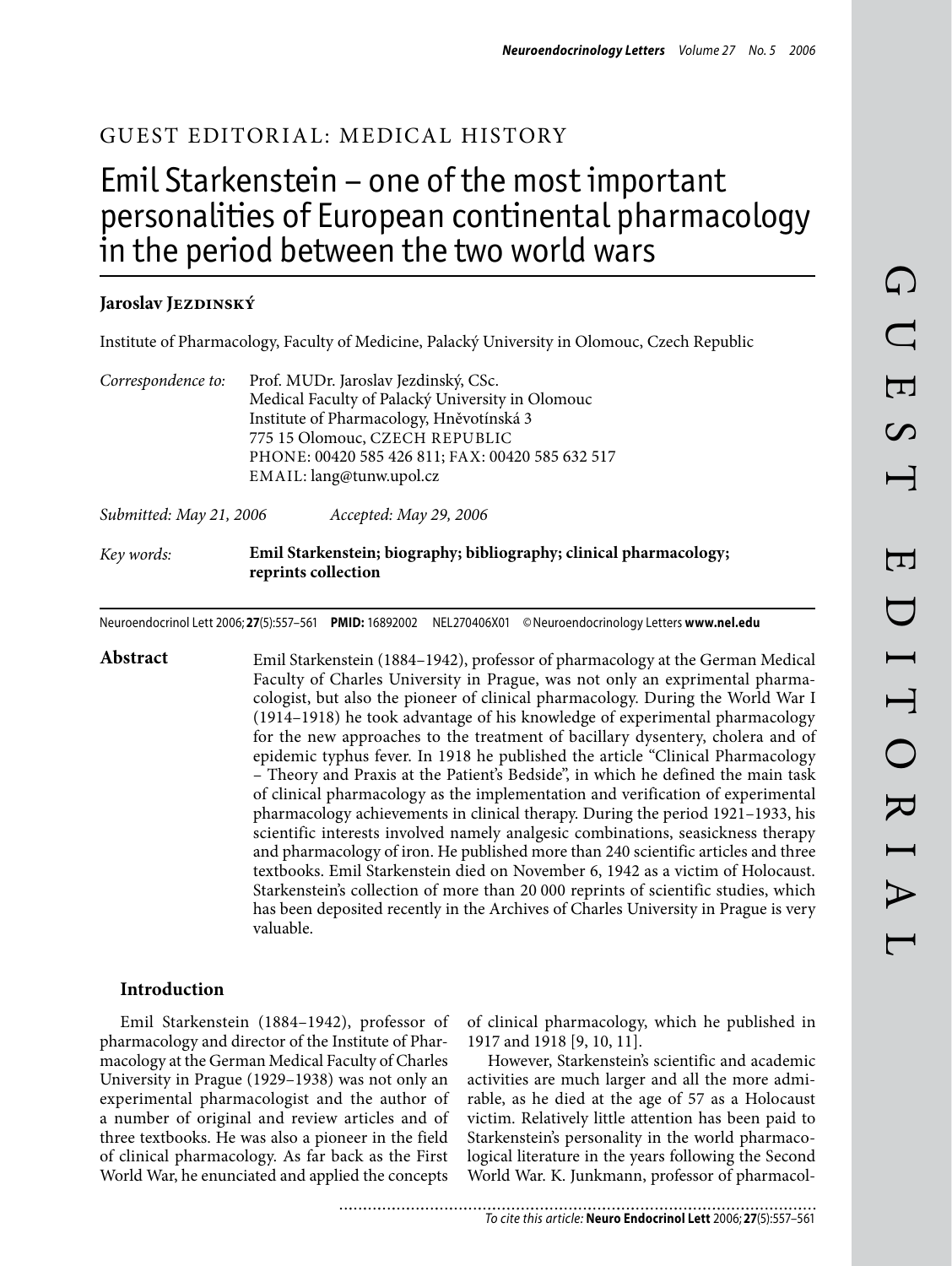GUEST EDITORIAL: MEDICAL HISTORY

# Emil Starkenstein – one of the most important personalities of European continental pharmacology in the period between the two world wars

**Jaroslav Jezdinský**

Institute of Pharmacology, Faculty of Medicine, Palacký University in Olomouc, Czech Republic

*Correspondence to:* Prof. MUDr. Jaroslav Jezdinský, CSc.
Medical Faculty of Palacký University in Olomouc
Institute of Pharmacology, Hněvotínská 3
775 15 Olomouc, CZECH REPUBLIC
PHONE: 00420 585 426 811; FAX: 00420 585 632 517
EMAIL: lang@tunw.upol.cz

*Submitted: May 21, 2006* *Accepted: May 29, 2006*

*Key words:* **Emil Starkenstein; biography; bibliography; clinical pharmacology; reprints collection**

Neuroendocrinol Lett 2006; **27**(5):557–561 **PMID:** 16892002 NEL270406X01 © Neuroendocrinology Letters **www.nel.edu**

**Abstract**

Emil Starkenstein (1884–1942), professor of pharmacology at the German Medical Faculty of Charles University in Prague, was not only an exprimental pharmacologist, but also the pioneer of clinical pharmacology. During the World War I (1914–1918) he took advantage of his knowledge of experimental pharmacology for the new approaches to the treatment of bacillary dysentery, cholera and of epidemic typhus fever. In 1918 he published the article "Clinical Pharmacology – Theory and Praxis at the Patient's Bedside", in which he defined the main task of clinical pharmacology as the implementation and verification of experimental pharmacology achievements in clinical therapy. During the period 1921–1933, his scientific interests involved namely analgesic combinations, seasickness therapy and pharmacology of iron. He published more than 240 scientific articles and three textbooks. Emil Starkenstein died on November 6, 1942 as a victim of Holocaust. Starkenstein's collection of more than 20 000 reprints of scientific studies, which has been deposited recently in the Archives of Charles University in Prague is very valuable.

## Introduction

Emil Starkenstein (1884–1942), professor of pharmacology and director of the Institute of Pharmacology at the German Medical Faculty of Charles University in Prague (1929–1938) was not only an experimental pharmacologist and the author of a number of original and review articles and of three textbooks. He was also a pioneer in the field of clinical pharmacology. As far back as the First World War, he enunciated and applied the concepts of clinical pharmacology, which he published in 1917 and 1918 [9, 10, 11].

However, Starkenstein's scientific and academic activities are much larger and all the more admirable, as he died at the age of 57 as a Holocaust victim. Relatively little attention has been paid to Starkenstein's personality in the world pharmacological literature in the years following the Second World War. K. Junkmann, professor of pharmacol-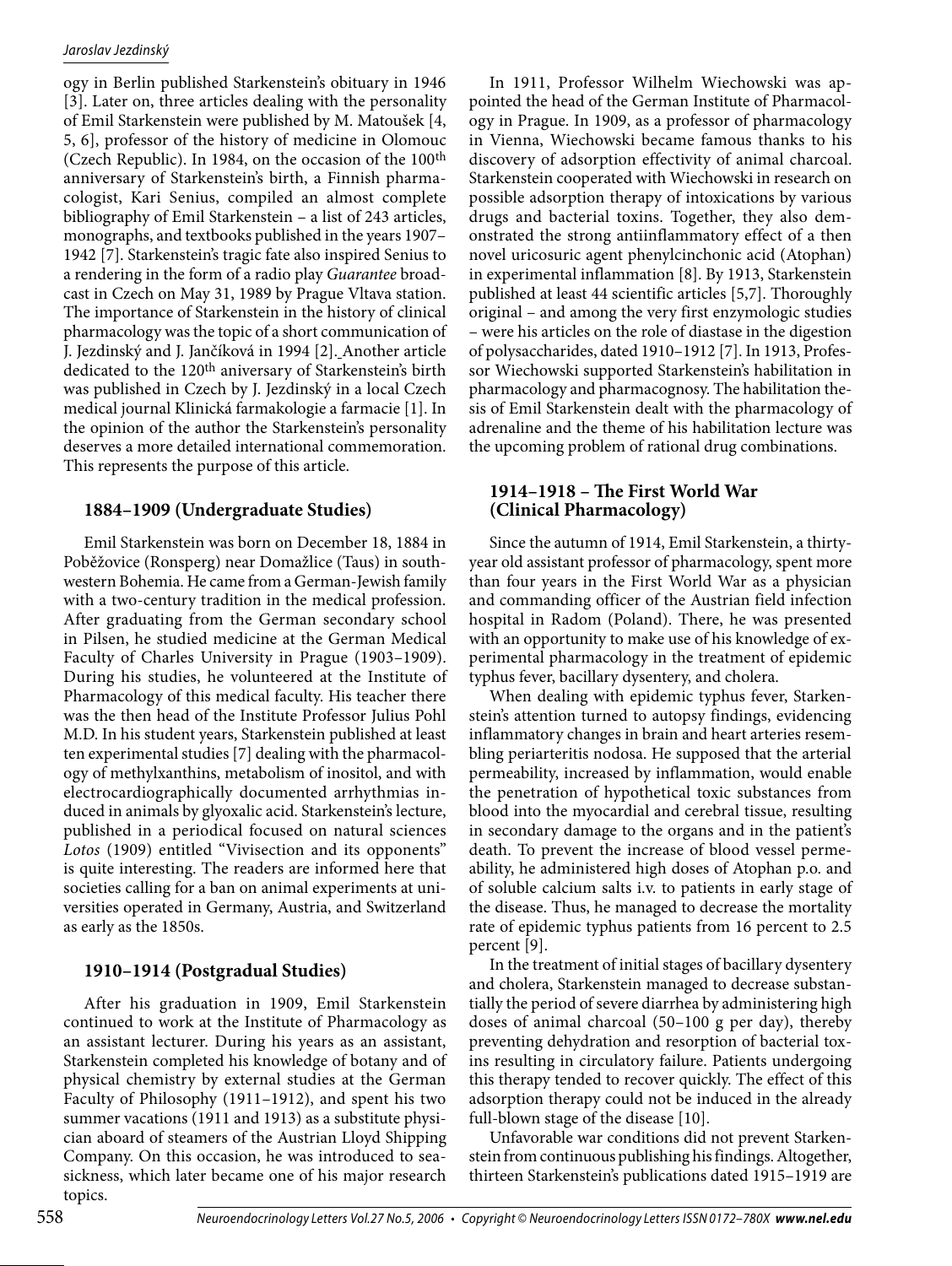ogy in Berlin published Starkenstein's obituary in 1946 [3]. Later on, three articles dealing with the personality of Emil Starkenstein were published by M. Matoušek [4, 5, 6], professor of the history of medicine in Olomouc (Czech Republic). In 1984, on the occasion of the 100th anniversary of Starkenstein's birth, a Finnish pharmacologist, Kari Senius, compiled an almost complete bibliography of Emil Starkenstein – a list of 243 articles, monographs, and textbooks published in the years 1907–1942 [7]. Starkenstein's tragic fate also inspired Senius to a rendering in the form of a radio play *Guarantee* broadcast in Czech on May 31, 1989 by Prague Vltava station. The importance of Starkenstein in the history of clinical pharmacology was the topic of a short communication of J. Jezdinský and J. Jančíková in 1994 [2]. Another article dedicated to the 120th anniversary of Starkenstein's birth was published in Czech by J. Jezdinský in a local Czech medical journal Klinická farmakologie a farmacie [1]. In the opinion of the author the Starkenstein's personality deserves a more detailed international commemoration. This represents the purpose of this article.

## 1884–1909 (Undergraduate Studies)

Emil Starkenstein was born on December 18, 1884 in Poběžovice (Ronsperg) near Domažlice (Taus) in southwestern Bohemia. He came from a German-Jewish family with a two-century tradition in the medical profession. After graduating from the German secondary school in Pilsen, he studied medicine at the German Medical Faculty of Charles University in Prague (1903–1909). During his studies, he volunteered at the Institute of Pharmacology of this medical faculty. His teacher there was the then head of the Institute Professor Julius Pohl M.D. In his student years, Starkenstein published at least ten experimental studies [7] dealing with the pharmacology of methylxanthins, metabolism of inositol, and with electrocardiographically documented arrhythmias induced in animals by glyoxalic acid. Starkenstein's lecture, published in a periodical focused on natural sciences *Lotos* (1909) entitled "Vivisection and its opponents" is quite interesting. The readers are informed here that societies calling for a ban on animal experiments at universities operated in Germany, Austria, and Switzerland as early as the 1850s.

## 1910–1914 (Postgradual Studies)

After his graduation in 1909, Emil Starkenstein continued to work at the Institute of Pharmacology as an assistant lecturer. During his years as an assistant, Starkenstein completed his knowledge of botany and of physical chemistry by external studies at the German Faculty of Philosophy (1911–1912), and spent his two summer vacations (1911 and 1913) as a substitute physician aboard of steamers of the Austrian Lloyd Shipping Company. On this occasion, he was introduced to seasickness, which later became one of his major research topics.

In 1911, Professor Wilhelm Wiechowski was appointed the head of the German Institute of Pharmacology in Prague. In 1909, as a professor of pharmacology in Vienna, Wiechowski became famous thanks to his discovery of adsorption effectivity of animal charcoal. Starkenstein cooperated with Wiechowski in research on possible adsorption therapy of intoxications by various drugs and bacterial toxins. Together, they also demonstrated the strong antiinflammatory effect of a then novel uricosuric agent phenylcinchonic acid (Atophan) in experimental inflammation [8]. By 1913, Starkenstein published at least 44 scientific articles [5,7]. Thoroughly original – and among the very first enzymologic studies – were his articles on the role of diastase in the digestion of polysaccharides, dated 1910–1912 [7]. In 1913, Professor Wiechowski supported Starkenstein's habilitation in pharmacology and pharmacognosy. The habilitation thesis of Emil Starkenstein dealt with the pharmacology of adrenaline and the theme of his habilitation lecture was the upcoming problem of rational drug combinations.

## 1914–1918 – The First World War (Clinical Pharmacology)

Since the autumn of 1914, Emil Starkenstein, a thirty-year old assistant professor of pharmacology, spent more than four years in the First World War as a physician and commanding officer of the Austrian field infection hospital in Radom (Poland). There, he was presented with an opportunity to make use of his knowledge of experimental pharmacology in the treatment of epidemic typhus fever, bacillary dysentery, and cholera.

When dealing with epidemic typhus fever, Starkenstein's attention turned to autopsy findings, evidencing inflammatory changes in brain and heart arteries resembling periarteritis nodosa. He supposed that the arterial permeability, increased by inflammation, would enable the penetration of hypothetical toxic substances from blood into the myocardial and cerebral tissue, resulting in secondary damage to the organs and in the patient's death. To prevent the increase of blood vessel permeability, he administered high doses of Atophan p.o. and of soluble calcium salts i.v. to patients in early stage of the disease. Thus, he managed to decrease the mortality rate of epidemic typhus patients from 16 percent to 2.5 percent [9].

In the treatment of initial stages of bacillary dysentery and cholera, Starkenstein managed to decrease substantially the period of severe diarrhea by administering high doses of animal charcoal (50–100 g per day), thereby preventing dehydration and resorption of bacterial toxins resulting in circulatory failure. Patients undergoing this therapy tended to recover quickly. The effect of this adsorption therapy could not be induced in the already full-blown stage of the disease [10].

Unfavorable war conditions did not prevent Starkenstein from continuous publishing his findings. Altogether, thirteen Starkenstein's publications dated 1915–1919 are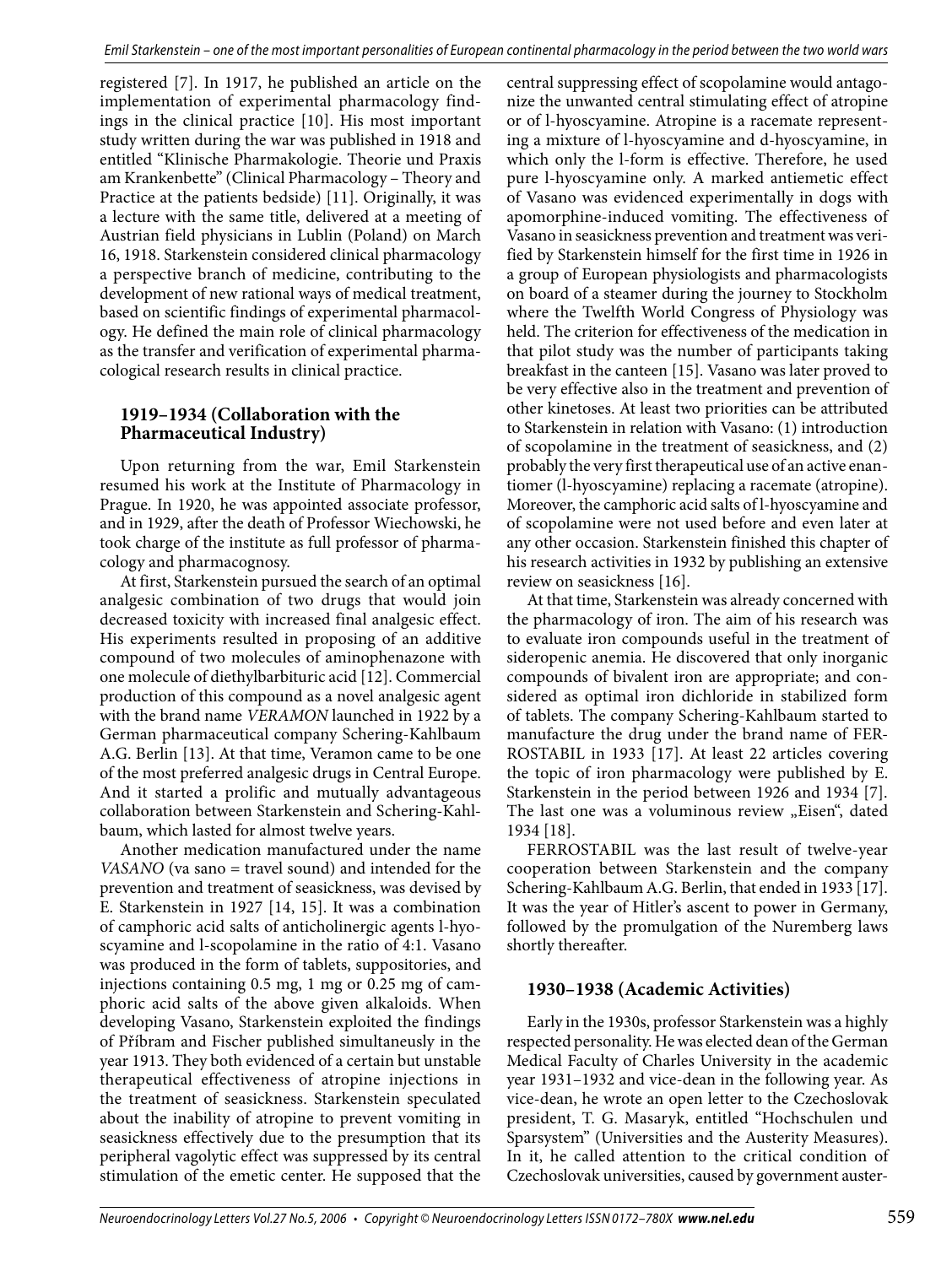registered [7]. In 1917, he published an article on the implementation of experimental pharmacology findings in the clinical practice [10]. His most important study written during the war was published in 1918 and entitled "Klinische Pharmakologie. Theorie und Praxis am Krankenbette" (Clinical Pharmacology – Theory and Practice at the patients bedside) [11]. Originally, it was a lecture with the same title, delivered at a meeting of Austrian field physicians in Lublin (Poland) on March 16, 1918. Starkenstein considered clinical pharmacology a perspective branch of medicine, contributing to the development of new rational ways of medical treatment, based on scientific findings of experimental pharmacology. He defined the main role of clinical pharmacology as the transfer and verification of experimental pharmacological research results in clinical practice.

### 1919–1934 (Collaboration with the Pharmaceutical Industry)

Upon returning from the war, Emil Starkenstein resumed his work at the Institute of Pharmacology in Prague. In 1920, he was appointed associate professor, and in 1929, after the death of Professor Wiechowski, he took charge of the institute as full professor of pharmacology and pharmacognosy.

At first, Starkenstein pursued the search of an optimal analgesic combination of two drugs that would join decreased toxicity with increased final analgesic effect. His experiments resulted in proposing of an additive compound of two molecules of aminophenazone with one molecule of diethylbarbituric acid [12]. Commercial production of this compound as a novel analgesic agent with the brand name *VERAMON* launched in 1922 by a German pharmaceutical company Schering-Kahlbaum A.G. Berlin [13]. At that time, Veramon came to be one of the most preferred analgesic drugs in Central Europe. And it started a prolific and mutually advantageous collaboration between Starkenstein and Schering-Kahlbaum, which lasted for almost twelve years.

Another medication manufactured under the name *VASANO* (va sano = travel sound) and intended for the prevention and treatment of seasickness, was devised by E. Starkenstein in 1927 [14, 15]. It was a combination of camphoric acid salts of anticholinergic agents l-hyoscyamine and l-scopolamine in the ratio of 4:1. Vasano was produced in the form of tablets, suppositories, and injections containing 0.5 mg, 1 mg or 0.25 mg of camphoric acid salts of the above given alkaloids. When developing Vasano, Starkenstein exploited the findings of Příbram and Fischer published simultaneusly in the year 1913. They both evidenced of a certain but unstable therapeutical effectiveness of atropine injections in the treatment of seasickness. Starkenstein speculated about the inability of atropine to prevent vomiting in seasickness effectively due to the presumption that its peripheral vagolytic effect was suppressed by its central stimulation of the emetic center. He supposed that the central suppressing effect of scopolamine would antagonize the unwanted central stimulating effect of atropine or of l-hyoscyamine. Atropine is a racemate representing a mixture of l-hyoscyamine and d-hyoscyamine, in which only the l-form is effective. Therefore, he used pure l-hyoscyamine only. A marked antiemetic effect of Vasano was evidenced experimentally in dogs with apomorphine-induced vomiting. The effectiveness of Vasano in seasickness prevention and treatment was verified by Starkenstein himself for the first time in 1926 in a group of European physiologists and pharmacologists on board of a steamer during the journey to Stockholm where the Twelfth World Congress of Physiology was held. The criterion for effectiveness of the medication in that pilot study was the number of participants taking breakfast in the canteen [15]. Vasano was later proved to be very effective also in the treatment and prevention of other kinetoses. At least two priorities can be attributed to Starkenstein in relation with Vasano: (1) introduction of scopolamine in the treatment of seasickness, and (2) probably the very first therapeutical use of an active enantiomer (l-hyoscyamine) replacing a racemate (atropine). Moreover, the camphoric acid salts of l-hyoscyamine and of scopolamine were not used before and even later at any other occasion. Starkenstein finished this chapter of his research activities in 1932 by publishing an extensive review on seasickness [16].

At that time, Starkenstein was already concerned with the pharmacology of iron. The aim of his research was to evaluate iron compounds useful in the treatment of sideropenic anemia. He discovered that only inorganic compounds of bivalent iron are appropriate; and considered as optimal iron dichloride in stabilized form of tablets. The company Schering-Kahlbaum started to manufacture the drug under the brand name of FERROSTABIL in 1933 [17]. At least 22 articles covering the topic of iron pharmacology were published by E. Starkenstein in the period between 1926 and 1934 [7]. The last one was a voluminous review „Eisen“, dated 1934 [18].

FERROSTABIL was the last result of twelve-year cooperation between Starkenstein and the company Schering-Kahlbaum A.G. Berlin, that ended in 1933 [17]. It was the year of Hitler's ascent to power in Germany, followed by the promulgation of the Nuremberg laws shortly thereafter.

### 1930–1938 (Academic Activities)

Early in the 1930s, professor Starkenstein was a highly respected personality. He was elected dean of the German Medical Faculty of Charles University in the academic year 1931–1932 and vice-dean in the following year. As vice-dean, he wrote an open letter to the Czechoslovak president, T. G. Masaryk, entitled "Hochschulen und Sparsystem" (Universities and the Austerity Measures). In it, he called attention to the critical condition of Czechoslovak universities, caused by government auster-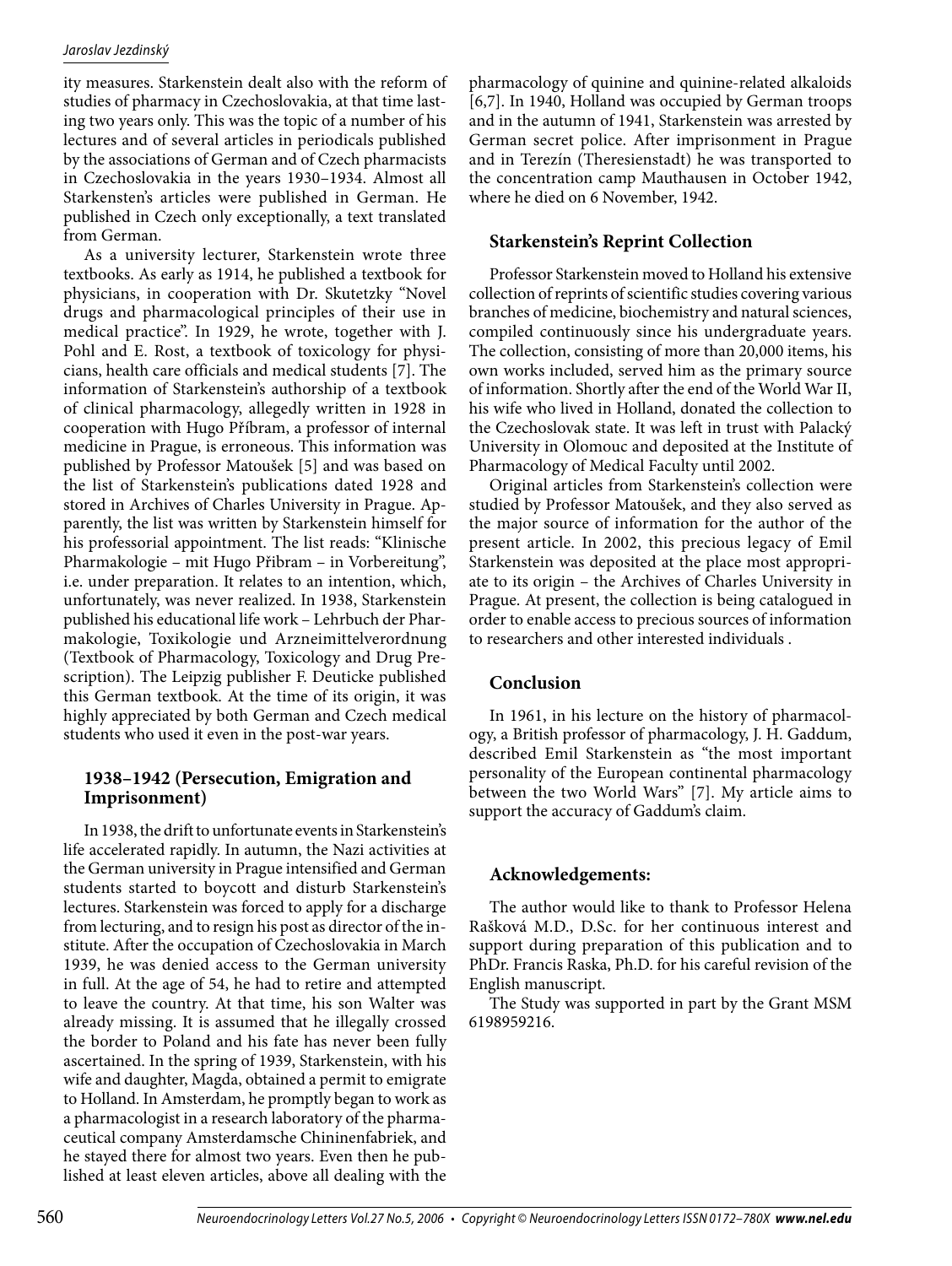ity measures. Starkenstein dealt also with the reform of studies of pharmacy in Czechoslovakia, at that time lasting two years only. This was the topic of a number of his lectures and of several articles in periodicals published by the associations of German and of Czech pharmacists in Czechoslovakia in the years 1930–1934. Almost all Starkensten's articles were published in German. He published in Czech only exceptionally, a text translated from German.

As a university lecturer, Starkenstein wrote three textbooks. As early as 1914, he published a textbook for physicians, in cooperation with Dr. Skutetzky "Novel drugs and pharmacological principles of their use in medical practice". In 1929, he wrote, together with J. Pohl and E. Rost, a textbook of toxicology for physicians, health care officials and medical students [7]. The information of Starkenstein's authorship of a textbook of clinical pharmacology, allegedly written in 1928 in cooperation with Hugo Příbram, a professor of internal medicine in Prague, is erroneous. This information was published by Professor Matoušek [5] and was based on the list of Starkenstein's publications dated 1928 and stored in Archives of Charles University in Prague. Apparently, the list was written by Starkenstein himself for his professorial appointment. The list reads: "Klinische Pharmakologie – mit Hugo Přibram – in Vorbereitung", i.e. under preparation. It relates to an intention, which, unfortunately, was never realized. In 1938, Starkenstein published his educational life work – Lehrbuch der Pharmakologie, Toxikologie und Arzneimittelverordnung (Textbook of Pharmacology, Toxicology and Drug Prescription). The Leipzig publisher F. Deuticke published this German textbook. At the time of its origin, it was highly appreciated by both German and Czech medical students who used it even in the post-war years.

## 1938–1942 (Persecution, Emigration and Imprisonment)

In 1938, the drift to unfortunate events in Starkenstein's life accelerated rapidly. In autumn, the Nazi activities at the German university in Prague intensified and German students started to boycott and disturb Starkenstein's lectures. Starkenstein was forced to apply for a discharge from lecturing, and to resign his post as director of the institute. After the occupation of Czechoslovakia in March 1939, he was denied access to the German university in full. At the age of 54, he had to retire and attempted to leave the country. At that time, his son Walter was already missing. It is assumed that he illegally crossed the border to Poland and his fate has never been fully ascertained. In the spring of 1939, Starkenstein, with his wife and daughter, Magda, obtained a permit to emigrate to Holland. In Amsterdam, he promptly began to work as a pharmacologist in a research laboratory of the pharmaceutical company Amsterdamsche Chininenfabriek, and he stayed there for almost two years. Even then he published at least eleven articles, above all dealing with the pharmacology of quinine and quinine-related alkaloids [6,7]. In 1940, Holland was occupied by German troops and in the autumn of 1941, Starkenstein was arrested by German secret police. After imprisonment in Prague and in Terezín (Theresienstadt) he was transported to the concentration camp Mauthausen in October 1942, where he died on 6 November, 1942.

## Starkenstein's Reprint Collection

Professor Starkenstein moved to Holland his extensive collection of reprints of scientific studies covering various branches of medicine, biochemistry and natural sciences, compiled continuously since his undergraduate years. The collection, consisting of more than 20,000 items, his own works included, served him as the primary source of information. Shortly after the end of the World War II, his wife who lived in Holland, donated the collection to the Czechoslovak state. It was left in trust with Palacký University in Olomouc and deposited at the Institute of Pharmacology of Medical Faculty until 2002.

Original articles from Starkenstein's collection were studied by Professor Matoušek, and they also served as the major source of information for the author of the present article. In 2002, this precious legacy of Emil Starkenstein was deposited at the place most appropriate to its origin – the Archives of Charles University in Prague. At present, the collection is being catalogued in order to enable access to precious sources of information to researchers and other interested individuals .

## Conclusion

In 1961, in his lecture on the history of pharmacology, a British professor of pharmacology, J. H. Gaddum, described Emil Starkenstein as "the most important personality of the European continental pharmacology between the two World Wars" [7]. My article aims to support the accuracy of Gaddum's claim.

## Acknowledgements:

The author would like to thank to Professor Helena Rašková M.D., D.Sc. for her continuous interest and support during preparation of this publication and to PhDr. Francis Raska, Ph.D. for his careful revision of the English manuscript.

The Study was supported in part by the Grant MSM 6198959216.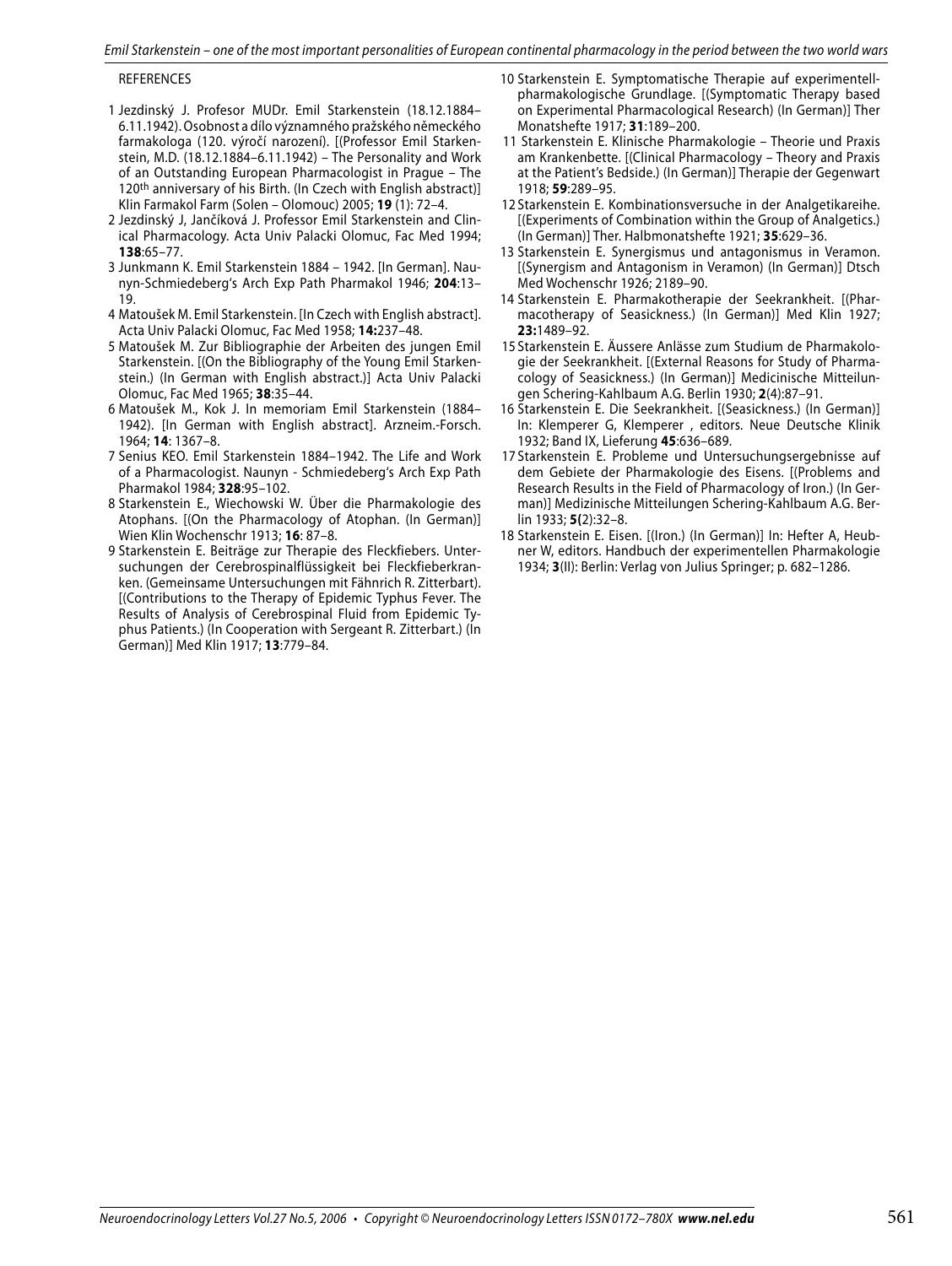REFERENCES

1 Jezdinský J. Profesor MUDr. Emil Starkenstein (18.12.1884–6.11.1942). Osobnost a dílo významného pražského německého farmakologa (120. výročí narození). [(Professor Emil Starkenstein, M.D. (18.12.1884–6.11.1942) – The Personality and Work of an Outstanding European Pharmacologist in Prague – The 120th anniversary of his Birth. (In Czech with English abstract)] Klin Farmakol Farm (Solen – Olomouc) 2005; **19** (1): 72–4.

2 Jezdinský J, Jančíková J. Professor Emil Starkenstein and Clinical Pharmacology. Acta Univ Palacki Olomuc, Fac Med 1994; **138**:65–77.

3 Junkmann K. Emil Starkenstein 1884 – 1942. [In German]. Naunyn-Schmiedeberg's Arch Exp Path Pharmakol 1946; **204**:13–19.

4 Matoušek M. Emil Starkenstein. [In Czech with English abstract]. Acta Univ Palacki Olomuc, Fac Med 1958; **14:**237–48.

5 Matoušek M. Zur Bibliographie der Arbeiten des jungen Emil Starkenstein. [(On the Bibliography of the Young Emil Starkenstein.) (In German with English abstract.)] Acta Univ Palacki Olomuc, Fac Med 1965; **38**:35–44.

6 Matoušek M., Kok J. In memoriam Emil Starkenstein (1884–1942). [In German with English abstract]. Arzneim.-Forsch. 1964; **14**: 1367–8.

7 Senius KEO. Emil Starkenstein 1884–1942. The Life and Work of a Pharmacologist. Naunyn - Schmiedeberg's Arch Exp Path Pharmakol 1984; **328**:95–102.

8 Starkenstein E., Wiechowski W. Über die Pharmakologie des Atophans. [(On the Pharmacology of Atophan. (In German)] Wien Klin Wochenschr 1913; **16**: 87–8.

9 Starkenstein E. Beiträge zur Therapie des Fleckfiebers. Untersuchungen der Cerebrospinalflüssigkeit bei Fleckfieberkranken. (Gemeinsame Untersuchungen mit Fähnrich R. Zitterbart). [(Contributions to the Therapy of Epidemic Typhus Fever. The Results of Analysis of Cerebrospinal Fluid from Epidemic Typhus Patients.) (In Cooperation with Sergeant R. Zitterbart.) (In German)] Med Klin 1917; **13**:779–84.

10 Starkenstein E. Symptomatische Therapie auf experimentell-pharmakologische Grundlage. [(Symptomatic Therapy based on Experimental Pharmacological Research) (In German)] Ther Monatshefte 1917; **31**:189–200.

11 Starkenstein E. Klinische Pharmakologie – Theorie und Praxis am Krankenbette. [(Clinical Pharmacology – Theory and Praxis at the Patient's Bedside.) (In German)] Therapie der Gegenwart 1918; **59**:289–95.

12 Starkenstein E. Kombinationsversuche in der Analgetikareihe. [(Experiments of Combination within the Group of Analgetics.) (In German)] Ther. Halbmonatshefte 1921; **35**:629–36.

13 Starkenstein E. Synergismus und antagonismus in Veramon. [(Synergism and Antagonism in Veramon) (In German)] Dtsch Med Wochenschr 1926; 2189–90.

14 Starkenstein E. Pharmakotherapie der Seekrankheit. [(Pharmacotherapy of Seasickness.) (In German)] Med Klin 1927; **23:**1489–92.

15 Starkenstein E. Äussere Anlässe zum Studium de Pharmakologie der Seekrankheit. [(External Reasons for Study of Pharmacology of Seasickness.) (In German)] Medicinische Mitteilungen Schering-Kahlbaum A.G. Berlin 1930; **2**(4):87–91.

16 Starkenstein E. Die Seekrankheit. [(Seasickness.) (In German)] In: Klemperer G, Klemperer , editors. Neue Deutsche Klinik 1932; Band IX, Lieferung **45**:636–689.

17 Starkenstein E. Probleme und Untersuchungsergebnisse auf dem Gebiete der Pharmakologie des Eisens. [(Problems and Research Results in the Field of Pharmacology of Iron.) (In German)] Medizinische Mitteilungen Schering-Kahlbaum A.G. Berlin 1933; **5(**2):32–8.

18 Starkenstein E. Eisen. [(Iron.) (In German)] In: Hefter A, Heubner W, editors. Handbuch der experimentellen Pharmakologie 1934; **3**(II): Berlin: Verlag von Julius Springer; p. 682–1286.